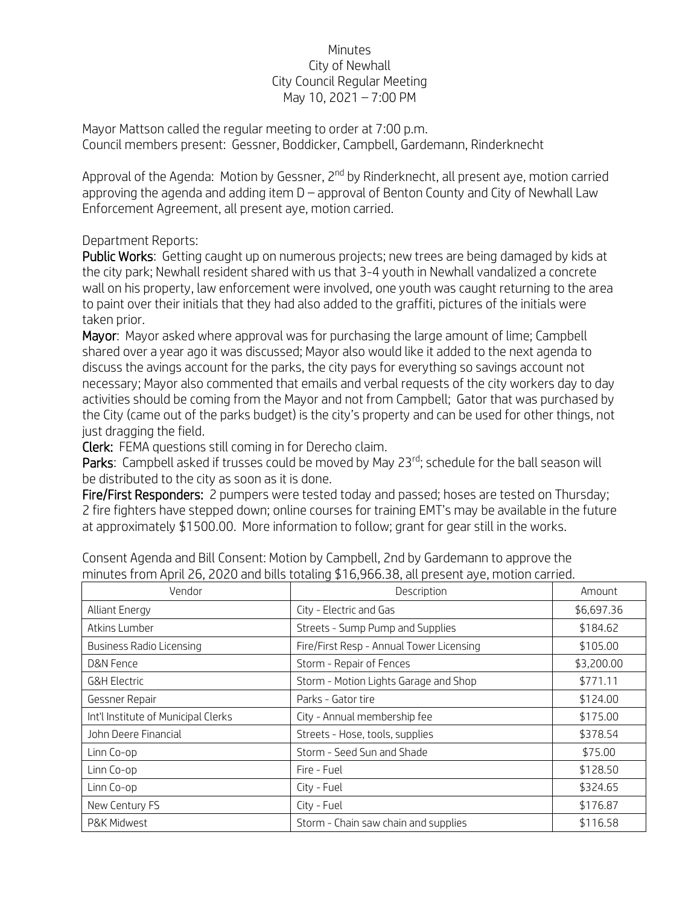Minutes
City of Newhall
City Council Regular Meeting
May 10, 2021 – 7:00 PM

Mayor Mattson called the regular meeting to order at 7:00 p.m.
Council members present: Gessner, Boddicker, Campbell, Gardemann, Rinderknecht

Approval of the Agenda: Motion by Gessner, 2nd by Rinderknecht, all present aye, motion carried approving the agenda and adding item D – approval of Benton County and City of Newhall Law Enforcement Agreement, all present aye, motion carried.

Department Reports:

**Public Works**: Getting caught up on numerous projects; new trees are being damaged by kids at the city park; Newhall resident shared with us that 3-4 youth in Newhall vandalized a concrete wall on his property, law enforcement were involved, one youth was caught returning to the area to paint over their initials that they had also added to the graffiti, pictures of the initials were taken prior.

**Mayor**: Mayor asked where approval was for purchasing the large amount of lime; Campbell shared over a year ago it was discussed; Mayor also would like it added to the next agenda to discuss the avings account for the parks, the city pays for everything so savings account not necessary; Mayor also commented that emails and verbal requests of the city workers day to day activities should be coming from the Mayor and not from Campbell; Gator that was purchased by the City (came out of the parks budget) is the city's property and can be used for other things, not just dragging the field.

**Clerk:** FEMA questions still coming in for Derecho claim.

**Parks**: Campbell asked if trusses could be moved by May 23rd; schedule for the ball season will be distributed to the city as soon as it is done.

**Fire/First Responders:** 2 pumpers were tested today and passed; hoses are tested on Thursday; 2 fire fighters have stepped down; online courses for training EMT's may be available in the future at approximately $1500.00. More information to follow; grant for gear still in the works.

Consent Agenda and Bill Consent: Motion by Campbell, 2nd by Gardemann to approve the minutes from April 26, 2020 and bills totaling $16,966.38, all present aye, motion carried.

| Vendor | Description | Amount |
|---|---|---|
| Alliant Energy | City - Electric and Gas | $6,697.36 |
| Atkins Lumber | Streets - Sump Pump and Supplies | $184.62 |
| Business Radio Licensing | Fire/First Resp - Annual Tower Licensing | $105.00 |
| D&N Fence | Storm - Repair of Fences | $3,200.00 |
| G&H Electric | Storm - Motion Lights Garage and Shop | $771.11 |
| Gessner Repair | Parks - Gator tire | $124.00 |
| Int'l Institute of Municipal Clerks | City - Annual membership fee | $175.00 |
| John Deere Financial | Streets - Hose, tools, supplies | $378.54 |
| Linn Co-op | Storm - Seed Sun and Shade | $75.00 |
| Linn Co-op | Fire - Fuel | $128.50 |
| Linn Co-op | City - Fuel | $324.65 |
| New Century FS | City - Fuel | $176.87 |
| P&K Midwest | Storm - Chain saw chain and supplies | $116.58 |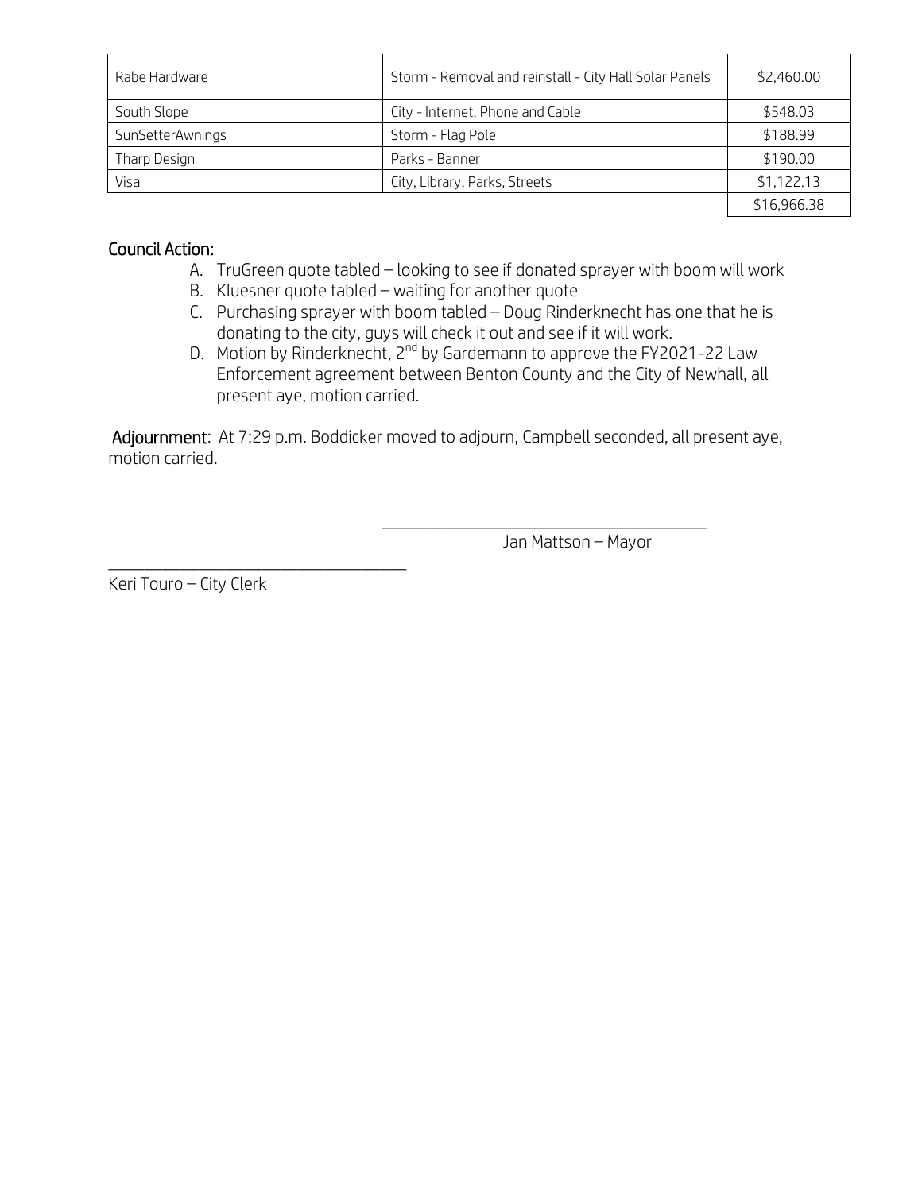| | | |
|---|---|---|
| Rabe Hardware | Storm - Removal and reinstall - City Hall Solar Panels | $2,460.00 |
| South Slope | City - Internet, Phone and Cable | $548.03 |
| SunSetterAwnings | Storm - Flag Pole | $188.99 |
| Tharp Design | Parks - Banner | $190.00 |
| Visa | City, Library, Parks, Streets | $1,122.13 |
| | | $16,966.38 |

**Council Action:**

A. TruGreen quote tabled – looking to see if donated sprayer with boom will work
B. Kluesner quote tabled – waiting for another quote
C. Purchasing sprayer with boom tabled – Doug Rinderknecht has one that he is donating to the city, guys will check it out and see if it will work.
D. Motion by Rinderknecht, 2nd by Gardemann to approve the FY2021-22 Law Enforcement agreement between Benton County and the City of Newhall, all present aye, motion carried.

**Adjournment**: At 7:29 p.m. Boddicker moved to adjourn, Campbell seconded, all present aye, motion carried.

\_\_\_\_\_\_\_\_\_\_\_\_\_\_\_\_\_\_\_\_\_\_\_\_\_\_\_\_\_\_\_\_\_\_\_\_\_\_
Jan Mattson – Mayor

\_\_\_\_\_\_\_\_\_\_\_\_\_\_\_\_\_\_\_\_\_\_\_\_\_\_\_\_\_\_\_\_\_\_\_\_
Keri Touro – City Clerk